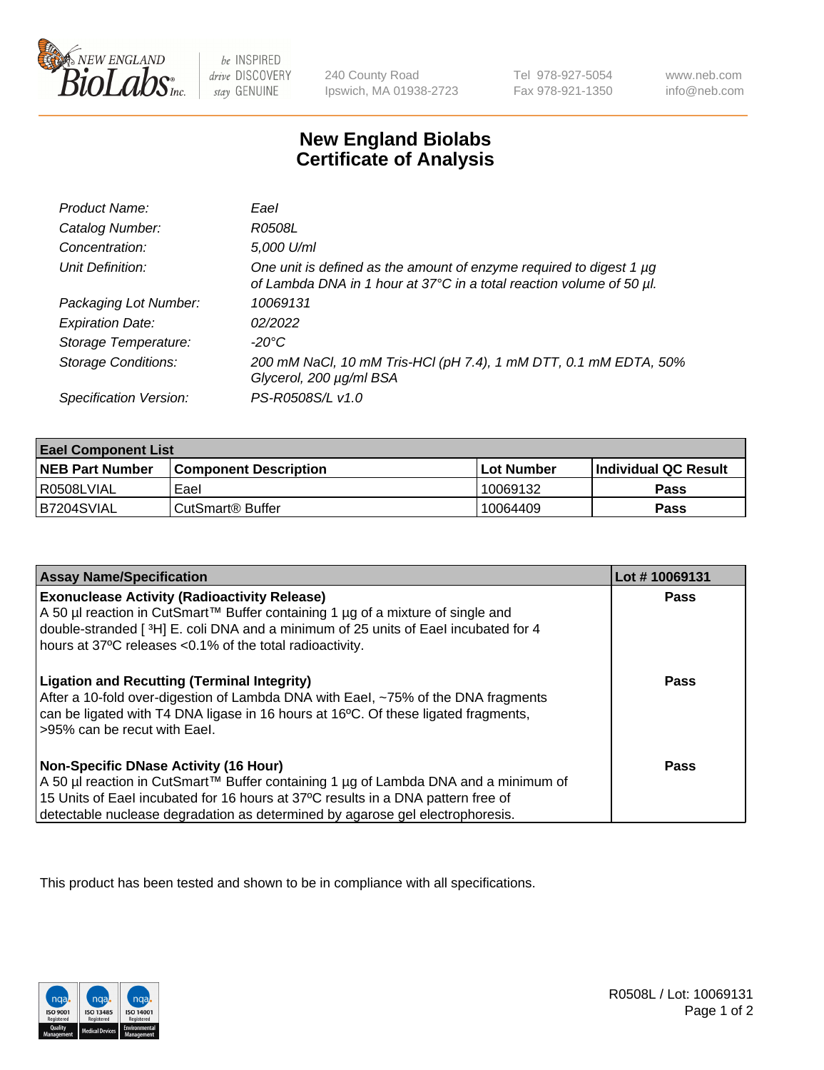New England BioLabs Inc. — be INSPIRED drive DISCOVERY stay GENUINE

240 County Road
Ipswich, MA 01938-2723

Tel 978-927-5054
Fax 978-921-1350

www.neb.com
info@neb.com

# New England Biolabs Certificate of Analysis

| | |
|---|---|
| *Product Name:* | *EaeI* |
| *Catalog Number:* | *R0508L* |
| *Concentration:* | *5,000 U/ml* |
| *Unit Definition:* | *One unit is defined as the amount of enzyme required to digest 1 µg of Lambda DNA in 1 hour at 37°C in a total reaction volume of 50 µl.* |
| *Packaging Lot Number:* | *10069131* |
| *Expiration Date:* | *02/2022* |
| *Storage Temperature:* | *-20°C* |
| *Storage Conditions:* | *200 mM NaCl, 10 mM Tris-HCl (pH 7.4), 1 mM DTT, 0.1 mM EDTA, 50% Glycerol, 200 µg/ml BSA* |
| *Specification Version:* | *PS-R0508S/L v1.0* |

| **EaeI Component List** | | | |
|---|---|---|---|
| **NEB Part Number** | **Component Description** | **Lot Number** | **Individual QC Result** |
| R0508LVIAL | EaeI | 10069132 | **Pass** |
| B7204SVIAL | CutSmart® Buffer | 10064409 | **Pass** |

| Assay Name/Specification | Lot # 10069131 |
|---|---|
| **Exonuclease Activity (Radioactivity Release)**<br>A 50 µl reaction in CutSmart™ Buffer containing 1 µg of a mixture of single and double-stranded [ $^3$H] E. coli DNA and a minimum of 25 units of EaeI incubated for 4 hours at 37ºC releases <0.1% of the total radioactivity. | **Pass** |
| **Ligation and Recutting (Terminal Integrity)**<br>After a 10-fold over-digestion of Lambda DNA with EaeI, ~75% of the DNA fragments can be ligated with T4 DNA ligase in 16 hours at 16ºC. Of these ligated fragments, >95% can be recut with EaeI. | **Pass** |
| **Non-Specific DNase Activity (16 Hour)**<br>A 50 µl reaction in CutSmart™ Buffer containing 1 µg of Lambda DNA and a minimum of 15 Units of EaeI incubated for 16 hours at 37ºC results in a DNA pattern free of detectable nuclease degradation as determined by agarose gel electrophoresis. | **Pass** |

This product has been tested and shown to be in compliance with all specifications.

R0508L / Lot: 10069131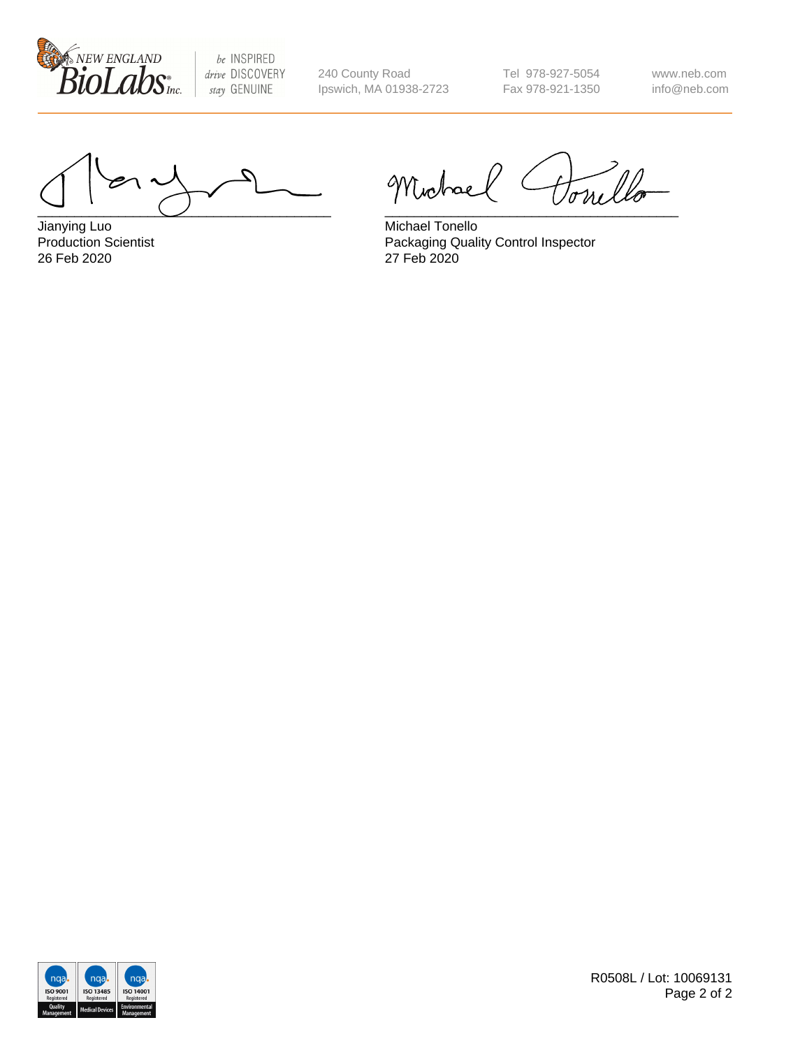NEW ENGLAND BioLabs Inc.

be INSPIRED
drive DISCOVERY
stay GENUINE

240 County Road
Ipswich, MA 01938-2723

Tel 978-927-5054
Fax 978-921-1350

www.neb.com
info@neb.com

Jianying Luo
Production Scientist
26 Feb 2020

Michael Tonello
Packaging Quality Control Inspector
27 Feb 2020

R0508L / Lot: 10069131